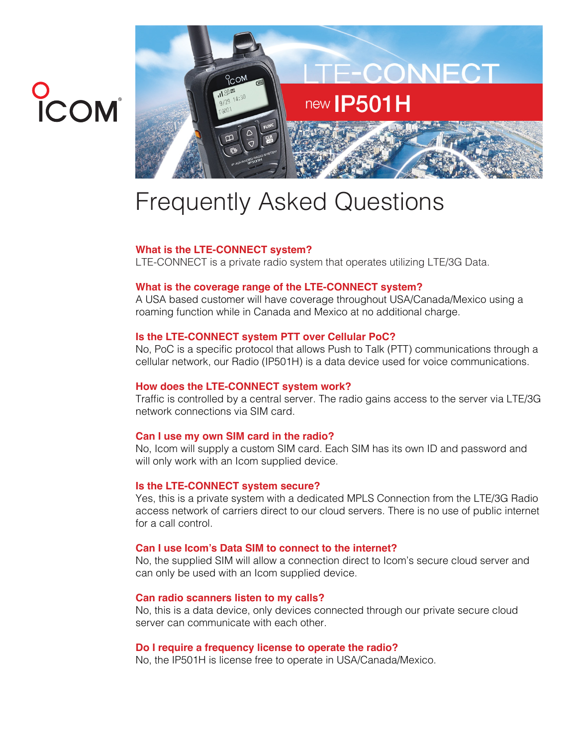ICOM

LTE-CONNECT

new IP501H

# Frequently Asked Questions

### What is the LTE-CONNECT system?

LTE-CONNECT is a private radio system that operates utilizing LTE/3G Data.

### What is the coverage range of the LTE-CONNECT system?

A USA based customer will have coverage throughout USA/Canada/Mexico using a roaming function while in Canada and Mexico at no additional charge.

### Is the LTE-CONNECT system PTT over Cellular PoC?

No, PoC is a specific protocol that allows Push to Talk (PTT) communications through a cellular network, our Radio (IP501H) is a data device used for voice communications.

### How does the LTE-CONNECT system work?

Traffic is controlled by a central server. The radio gains access to the server via LTE/3G network connections via SIM card.

### Can I use my own SIM card in the radio?

No, Icom will supply a custom SIM card. Each SIM has its own ID and password and will only work with an Icom supplied device.

### Is the LTE-CONNECT system secure?

Yes, this is a private system with a dedicated MPLS Connection from the LTE/3G Radio access network of carriers direct to our cloud servers. There is no use of public internet for a call control.

### Can I use Icom's Data SIM to connect to the internet?

No, the supplied SIM will allow a connection direct to Icom's secure cloud server and can only be used with an Icom supplied device.

### Can radio scanners listen to my calls?

No, this is a data device, only devices connected through our private secure cloud server can communicate with each other.

### Do I require a frequency license to operate the radio?

No, the IP501H is license free to operate in USA/Canada/Mexico.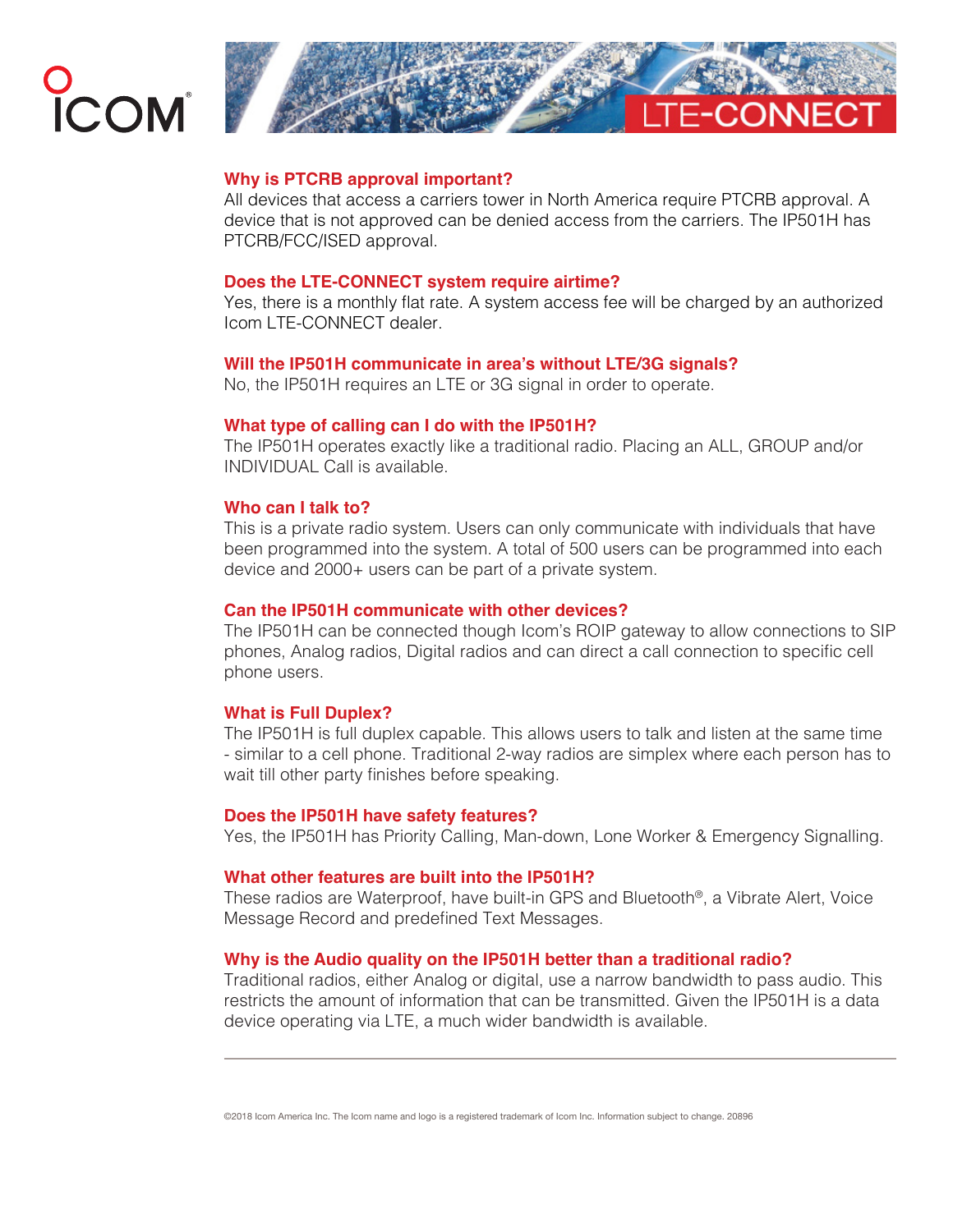ICOM

LTE-CONNECT

### Why is PTCRB approval important?

All devices that access a carriers tower in North America require PTCRB approval. A device that is not approved can be denied access from the carriers. The IP501H has PTCRB/FCC/ISED approval.

### Does the LTE-CONNECT system require airtime?

Yes, there is a monthly flat rate. A system access fee will be charged by an authorized Icom LTE-CONNECT dealer.

### Will the IP501H communicate in area's without LTE/3G signals?

No, the IP501H requires an LTE or 3G signal in order to operate.

### What type of calling can I do with the IP501H?

The IP501H operates exactly like a traditional radio. Placing an ALL, GROUP and/or INDIVIDUAL Call is available.

### Who can I talk to?

This is a private radio system. Users can only communicate with individuals that have been programmed into the system. A total of 500 users can be programmed into each device and 2000+ users can be part of a private system.

### Can the IP501H communicate with other devices?

The IP501H can be connected though Icom's ROIP gateway to allow connections to SIP phones, Analog radios, Digital radios and can direct a call connection to specific cell phone users.

### What is Full Duplex?

The IP501H is full duplex capable. This allows users to talk and listen at the same time - similar to a cell phone. Traditional 2-way radios are simplex where each person has to wait till other party finishes before speaking.

### Does the IP501H have safety features?

Yes, the IP501H has Priority Calling, Man-down, Lone Worker & Emergency Signalling.

### What other features are built into the IP501H?

These radios are Waterproof, have built-in GPS and Bluetooth®, a Vibrate Alert, Voice Message Record and predefined Text Messages.

### Why is the Audio quality on the IP501H better than a traditional radio?

Traditional radios, either Analog or digital, use a narrow bandwidth to pass audio. This restricts the amount of information that can be transmitted. Given the IP501H is a data device operating via LTE, a much wider bandwidth is available.

---

©2018 Icom America Inc. The Icom name and logo is a registered trademark of Icom Inc. Information subject to change. 20896